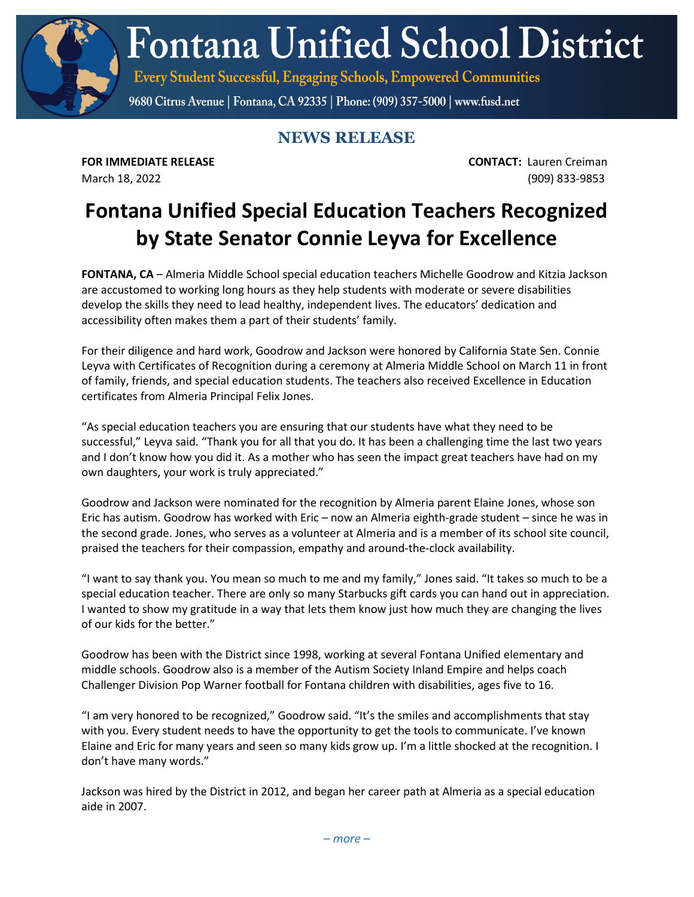# Fontana Unified School District

Every Student Successful, Engaging Schools, Empowered Communities

9680 Citrus Avenue | Fontana, CA 92335 | Phone: (909) 357-5000 | www.fusd.net

## NEWS RELEASE

**FOR IMMEDIATE RELEASE**
March 18, 2022

**CONTACT:** Lauren Creiman
(909) 833-9853

# Fontana Unified Special Education Teachers Recognized by State Senator Connie Leyva for Excellence

**FONTANA, CA** – Almeria Middle School special education teachers Michelle Goodrow and Kitzia Jackson are accustomed to working long hours as they help students with moderate or severe disabilities develop the skills they need to lead healthy, independent lives. The educators' dedication and accessibility often makes them a part of their students' family.

For their diligence and hard work, Goodrow and Jackson were honored by California State Sen. Connie Leyva with Certificates of Recognition during a ceremony at Almeria Middle School on March 11 in front of family, friends, and special education students. The teachers also received Excellence in Education certificates from Almeria Principal Felix Jones.

"As special education teachers you are ensuring that our students have what they need to be successful," Leyva said. "Thank you for all that you do. It has been a challenging time the last two years and I don't know how you did it. As a mother who has seen the impact great teachers have had on my own daughters, your work is truly appreciated."

Goodrow and Jackson were nominated for the recognition by Almeria parent Elaine Jones, whose son Eric has autism. Goodrow has worked with Eric – now an Almeria eighth-grade student – since he was in the second grade. Jones, who serves as a volunteer at Almeria and is a member of its school site council, praised the teachers for their compassion, empathy and around-the-clock availability.

"I want to say thank you. You mean so much to me and my family," Jones said. "It takes so much to be a special education teacher. There are only so many Starbucks gift cards you can hand out in appreciation. I wanted to show my gratitude in a way that lets them know just how much they are changing the lives of our kids for the better."

Goodrow has been with the District since 1998, working at several Fontana Unified elementary and middle schools. Goodrow also is a member of the Autism Society Inland Empire and helps coach Challenger Division Pop Warner football for Fontana children with disabilities, ages five to 16.

"I am very honored to be recognized," Goodrow said. "It's the smiles and accomplishments that stay with you. Every student needs to have the opportunity to get the tools to communicate. I've known Elaine and Eric for many years and seen so many kids grow up. I'm a little shocked at the recognition. I don't have many words."

Jackson was hired by the District in 2012, and began her career path at Almeria as a special education aide in 2007.

*– more –*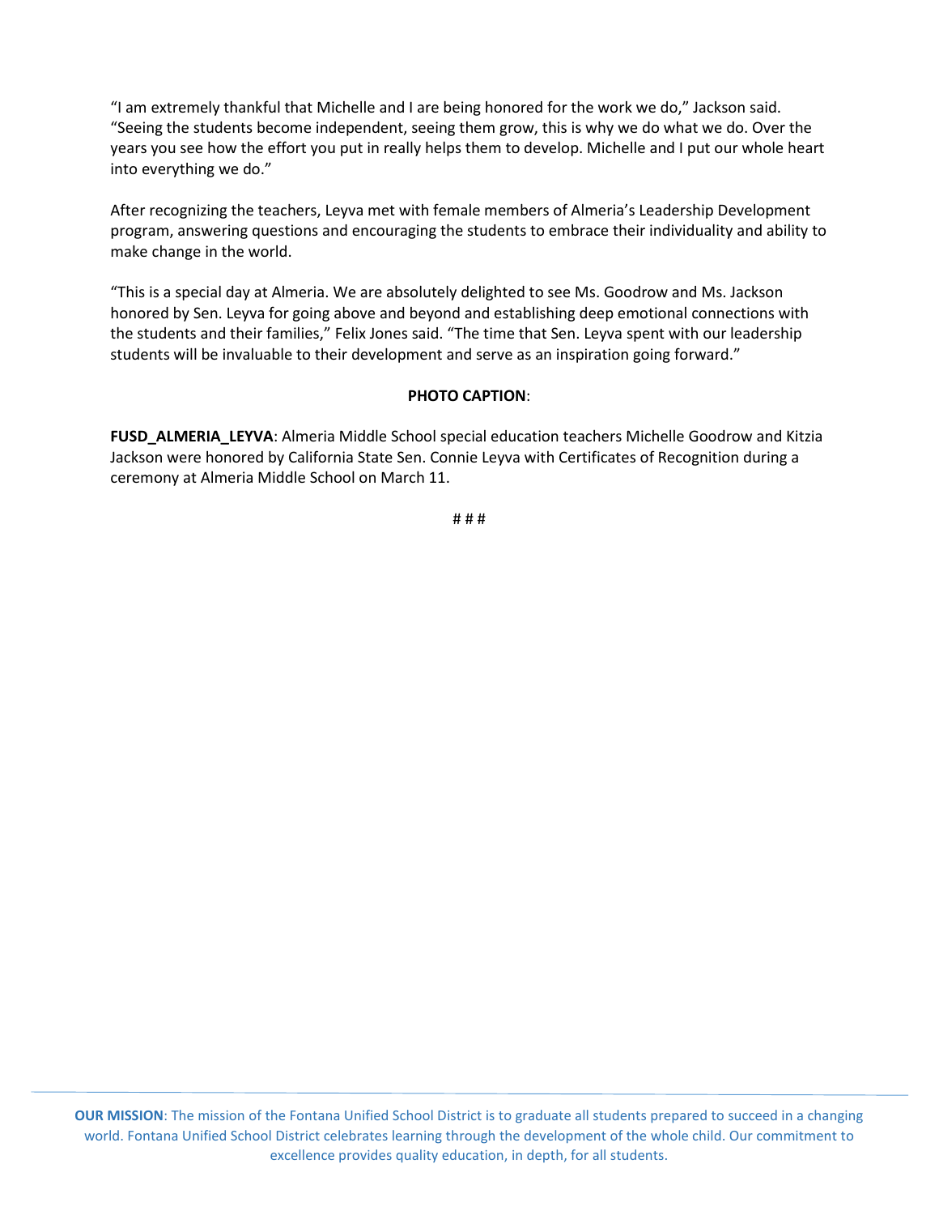"I am extremely thankful that Michelle and I are being honored for the work we do," Jackson said. "Seeing the students become independent, seeing them grow, this is why we do what we do. Over the years you see how the effort you put in really helps them to develop. Michelle and I put our whole heart into everything we do."

After recognizing the teachers, Leyva met with female members of Almeria's Leadership Development program, answering questions and encouraging the students to embrace their individuality and ability to make change in the world.

"This is a special day at Almeria. We are absolutely delighted to see Ms. Goodrow and Ms. Jackson honored by Sen. Leyva for going above and beyond and establishing deep emotional connections with the students and their families," Felix Jones said. "The time that Sen. Leyva spent with our leadership students will be invaluable to their development and serve as an inspiration going forward."

**PHOTO CAPTION**:

**FUSD_ALMERIA_LEYVA**: Almeria Middle School special education teachers Michelle Goodrow and Kitzia Jackson were honored by California State Sen. Connie Leyva with Certificates of Recognition during a ceremony at Almeria Middle School on March 11.

# # #

**OUR MISSION**: The mission of the Fontana Unified School District is to graduate all students prepared to succeed in a changing world. Fontana Unified School District celebrates learning through the development of the whole child. Our commitment to excellence provides quality education, in depth, for all students.